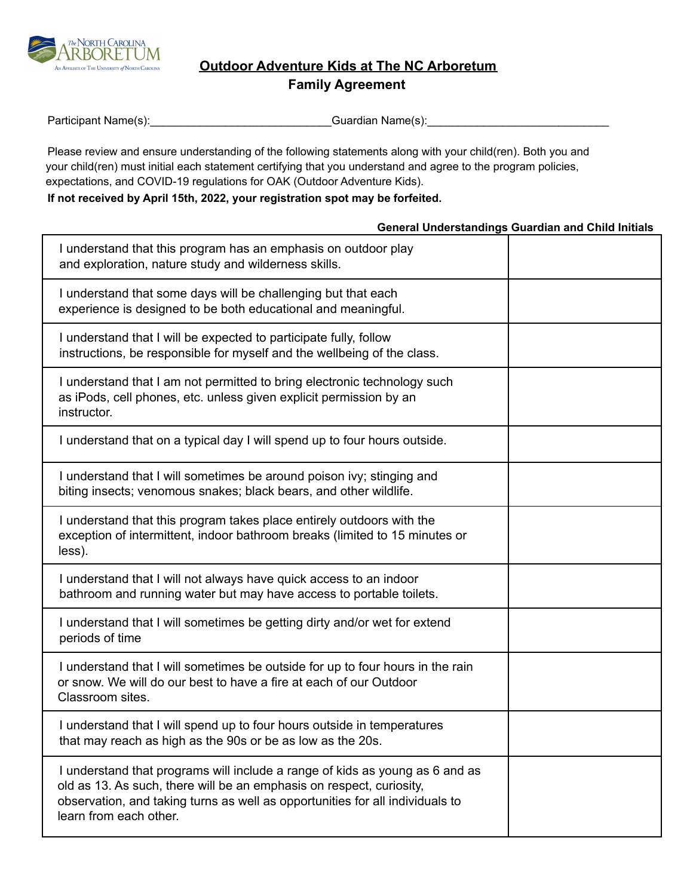The North Carolina Arboretum
An Affiliate of The University of North Carolina

## Outdoor Adventure Kids at The NC Arboretum

### Family Agreement

Participant Name(s):_____________________________Guardian Name(s):_____________________________

Please review and ensure understanding of the following statements along with your child(ren). Both you and your child(ren) must initial each statement certifying that you understand and agree to the program policies, expectations, and COVID-19 regulations for OAK (Outdoor Adventure Kids).

**If not received by April 15th, 2022, your registration spot may be forfeited.**

| General Understandings | Guardian and Child Initials |
|---|---|
| I understand that this program has an emphasis on outdoor play and exploration, nature study and wilderness skills. | |
| I understand that some days will be challenging but that each experience is designed to be both educational and meaningful. | |
| I understand that I will be expected to participate fully, follow instructions, be responsible for myself and the wellbeing of the class. | |
| I understand that I am not permitted to bring electronic technology such as iPods, cell phones, etc. unless given explicit permission by an instructor. | |
| I understand that on a typical day I will spend up to four hours outside. | |
| I understand that I will sometimes be around poison ivy; stinging and biting insects; venomous snakes; black bears, and other wildlife. | |
| I understand that this program takes place entirely outdoors with the exception of intermittent, indoor bathroom breaks (limited to 15 minutes or less). | |
| I understand that I will not always have quick access to an indoor bathroom and running water but may have access to portable toilets. | |
| I understand that I will sometimes be getting dirty and/or wet for extend periods of time | |
| I understand that I will sometimes be outside for up to four hours in the rain or snow. We will do our best to have a fire at each of our Outdoor Classroom sites. | |
| I understand that I will spend up to four hours outside in temperatures that may reach as high as the 90s or be as low as the 20s. | |
| I understand that programs will include a range of kids as young as 6 and as old as 13. As such, there will be an emphasis on respect, curiosity, observation, and taking turns as well as opportunities for all individuals to learn from each other. | |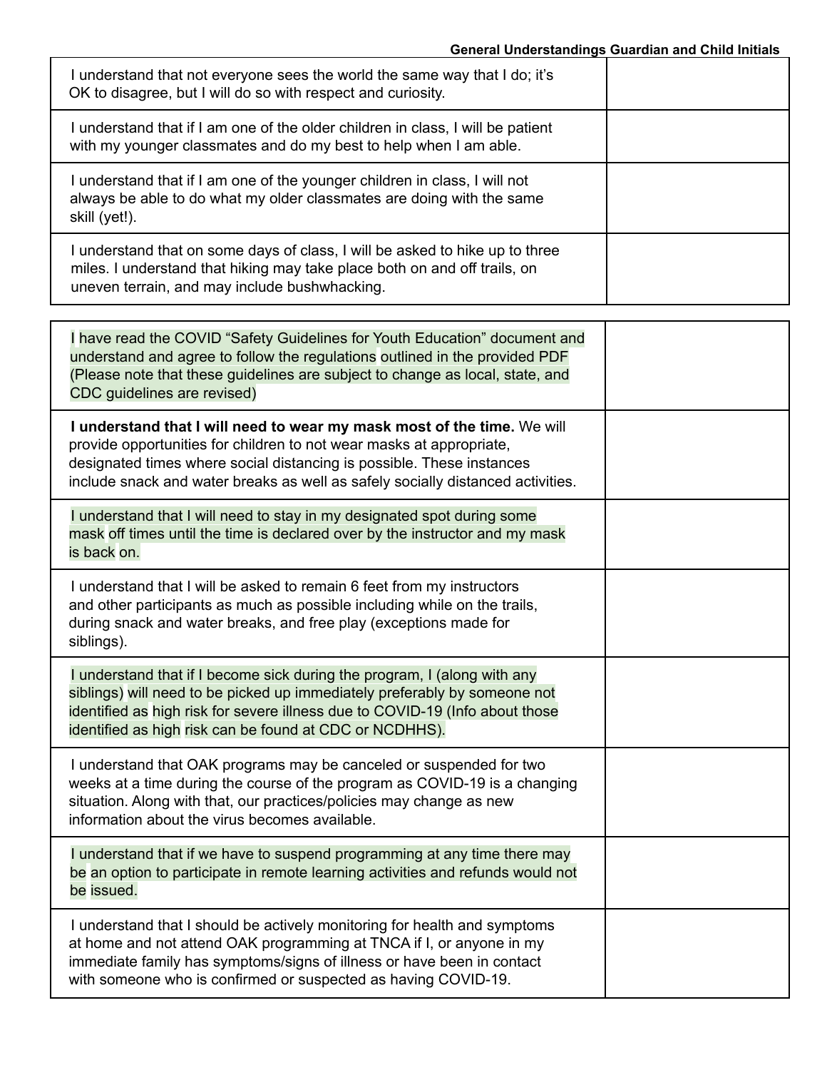| | General Understandings Guardian and Child Initials |
|---|---|
| I understand that not everyone sees the world the same way that I do; it's OK to disagree, but I will do so with respect and curiosity. | |
| I understand that if I am one of the older children in class, I will be patient with my younger classmates and do my best to help when I am able. | |
| I understand that if I am one of the younger children in class, I will not always be able to do what my older classmates are doing with the same skill (yet!). | |
| I understand that on some days of class, I will be asked to hike up to three miles. I understand that hiking may take place both on and off trails, on uneven terrain, and may include bushwhacking. | |

| | |
|---|---|
| I have read the COVID "Safety Guidelines for Youth Education" document and understand and agree to follow the regulations outlined in the provided PDF (Please note that these guidelines are subject to change as local, state, and CDC guidelines are revised) | |
| **I understand that I will need to wear my mask most of the time.** We will provide opportunities for children to not wear masks at appropriate, designated times where social distancing is possible. These instances include snack and water breaks as well as safely socially distanced activities. | |
| I understand that I will need to stay in my designated spot during some mask off times until the time is declared over by the instructor and my mask is back on. | |
| I understand that I will be asked to remain 6 feet from my instructors and other participants as much as possible including while on the trails, during snack and water breaks, and free play (exceptions made for siblings). | |
| I understand that if I become sick during the program, I (along with any siblings) will need to be picked up immediately preferably by someone not identified as high risk for severe illness due to COVID-19 (Info about those identified as high risk can be found at CDC or NCDHHS). | |
| I understand that OAK programs may be canceled or suspended for two weeks at a time during the course of the program as COVID-19 is a changing situation. Along with that, our practices/policies may change as new information about the virus becomes available. | |
| I understand that if we have to suspend programming at any time there may be an option to participate in remote learning activities and refunds would not be issued. | |
| I understand that I should be actively monitoring for health and symptoms at home and not attend OAK programming at TNCA if I, or anyone in my immediate family has symptoms/signs of illness or have been in contact with someone who is confirmed or suspected as having COVID-19. | |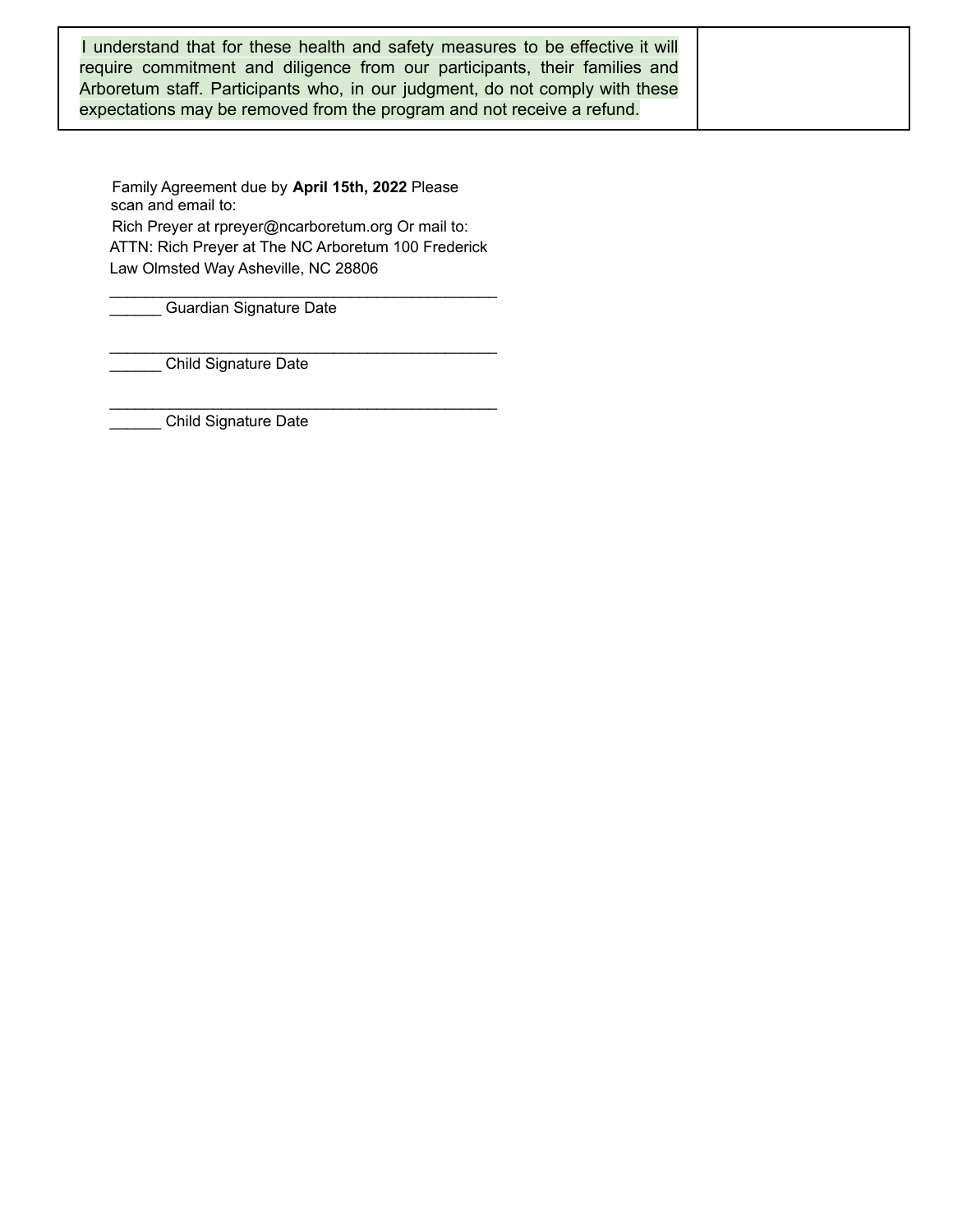| | |
|---|---|
| I understand that for these health and safety measures to be effective it will require commitment and diligence from our participants, their families and Arboretum staff. Participants who, in our judgment, do not comply with these expectations may be removed from the program and not receive a refund. | |

Family Agreement due by **April 15th, 2022** Please scan and email to:

Rich Preyer at rpreyer@ncarboretum.org Or mail to:
ATTN: Rich Preyer at The NC Arboretum 100 Frederick Law Olmsted Way Asheville, NC 28806

______________________________________________
______ Guardian Signature Date

______________________________________________
______ Child Signature Date

______________________________________________
______ Child Signature Date